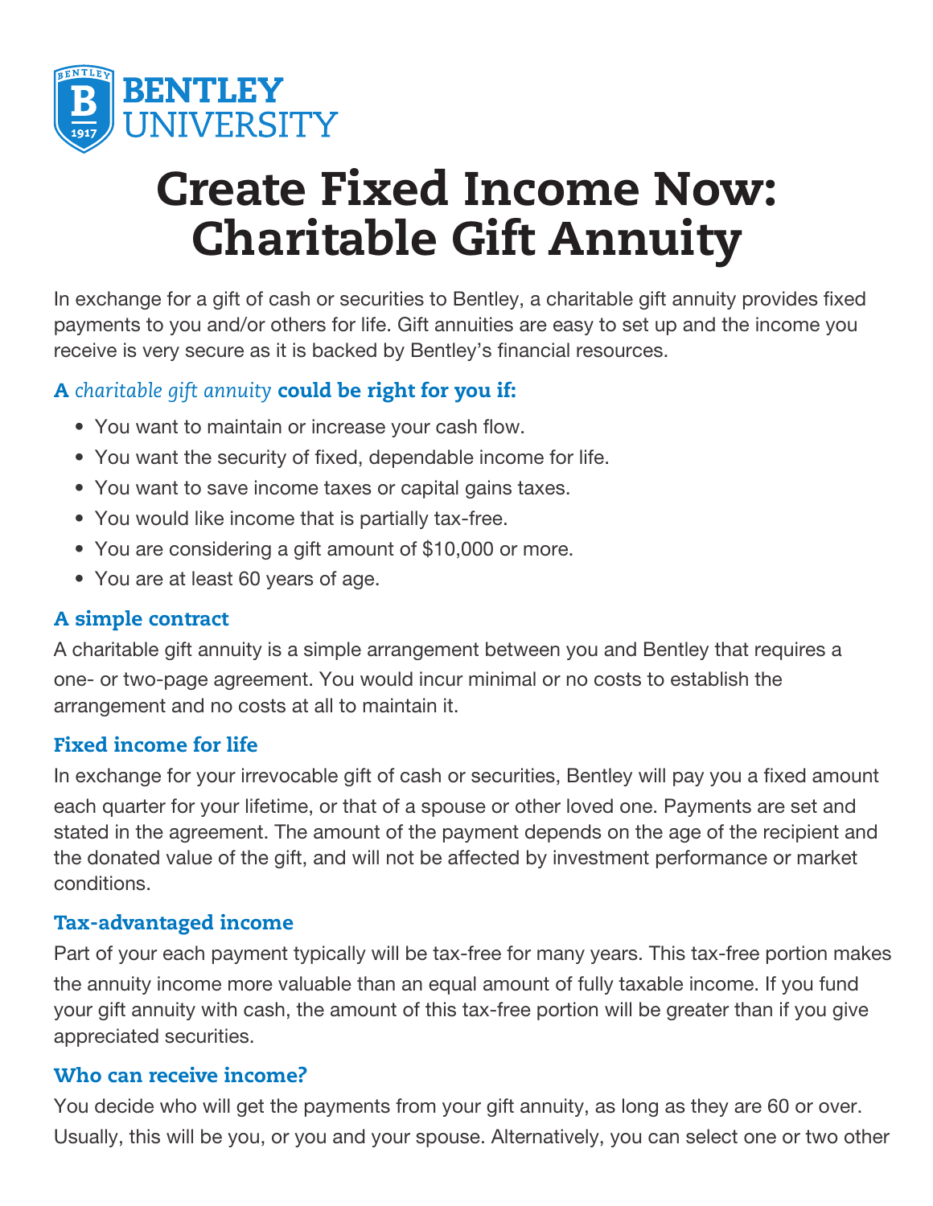BENTLEY UNIVERSITY

# Create Fixed Income Now: Charitable Gift Annuity

In exchange for a gift of cash or securities to Bentley, a charitable gift annuity provides fixed payments to you and/or others for life. Gift annuities are easy to set up and the income you receive is very secure as it is backed by Bentley's financial resources.

### A *charitable gift annuity* could be right for you if:

- You want to maintain or increase your cash flow.
- You want the security of fixed, dependable income for life.
- You want to save income taxes or capital gains taxes.
- You would like income that is partially tax-free.
- You are considering a gift amount of $10,000 or more.
- You are at least 60 years of age.

### A simple contract

A charitable gift annuity is a simple arrangement between you and Bentley that requires a one- or two-page agreement. You would incur minimal or no costs to establish the arrangement and no costs at all to maintain it.

### Fixed income for life

In exchange for your irrevocable gift of cash or securities, Bentley will pay you a fixed amount each quarter for your lifetime, or that of a spouse or other loved one. Payments are set and stated in the agreement. The amount of the payment depends on the age of the recipient and the donated value of the gift, and will not be affected by investment performance or market conditions.

### Tax-advantaged income

Part of your each payment typically will be tax-free for many years. This tax-free portion makes the annuity income more valuable than an equal amount of fully taxable income. If you fund your gift annuity with cash, the amount of this tax-free portion will be greater than if you give appreciated securities.

### Who can receive income?

You decide who will get the payments from your gift annuity, as long as they are 60 or over. Usually, this will be you, or you and your spouse. Alternatively, you can select one or two other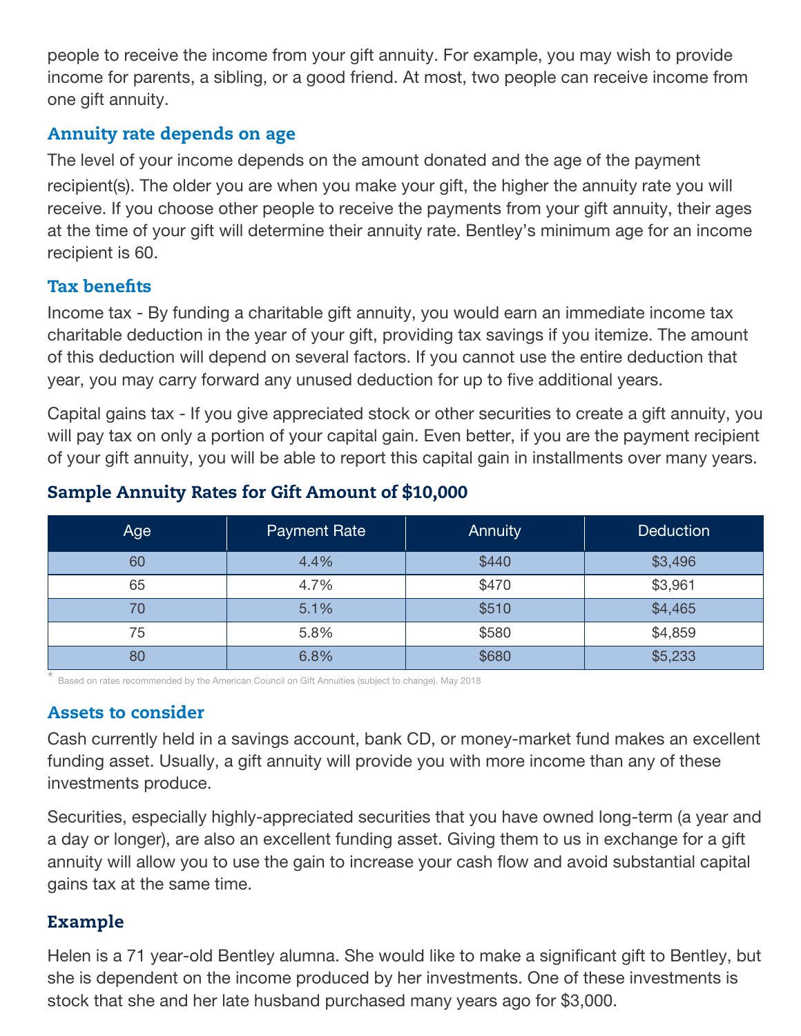people to receive the income from your gift annuity. For example, you may wish to provide income for parents, a sibling, or a good friend. At most, two people can receive income from one gift annuity.

## Annuity rate depends on age

The level of your income depends on the amount donated and the age of the payment recipient(s). The older you are when you make your gift, the higher the annuity rate you will receive. If you choose other people to receive the payments from your gift annuity, their ages at the time of your gift will determine their annuity rate. Bentley's minimum age for an income recipient is 60.

## Tax benefits

Income tax - By funding a charitable gift annuity, you would earn an immediate income tax charitable deduction in the year of your gift, providing tax savings if you itemize. The amount of this deduction will depend on several factors. If you cannot use the entire deduction that year, you may carry forward any unused deduction for up to five additional years.

Capital gains tax - If you give appreciated stock or other securities to create a gift annuity, you will pay tax on only a portion of your capital gain. Even better, if you are the payment recipient of your gift annuity, you will be able to report this capital gain in installments over many years.

## Sample Annuity Rates for Gift Amount of $10,000

| Age | Payment Rate | Annuity | Deduction |
|---|---|---|---|
| 60 | 4.4% | $440 | $3,496 |
| 65 | 4.7% | $470 | $3,961 |
| 70 | 5.1% | $510 | $4,465 |
| 75 | 5.8% | $580 | $4,859 |
| 80 | 6.8% | $680 | $5,233 |

* Based on rates recommended by the American Council on Gift Annuities (subject to change). May 2018

## Assets to consider

Cash currently held in a savings account, bank CD, or money-market fund makes an excellent funding asset. Usually, a gift annuity will provide you with more income than any of these investments produce.

Securities, especially highly-appreciated securities that you have owned long-term (a year and a day or longer), are also an excellent funding asset. Giving them to us in exchange for a gift annuity will allow you to use the gain to increase your cash flow and avoid substantial capital gains tax at the same time.

## Example

Helen is a 71 year-old Bentley alumna. She would like to make a significant gift to Bentley, but she is dependent on the income produced by her investments. One of these investments is stock that she and her late husband purchased many years ago for $3,000.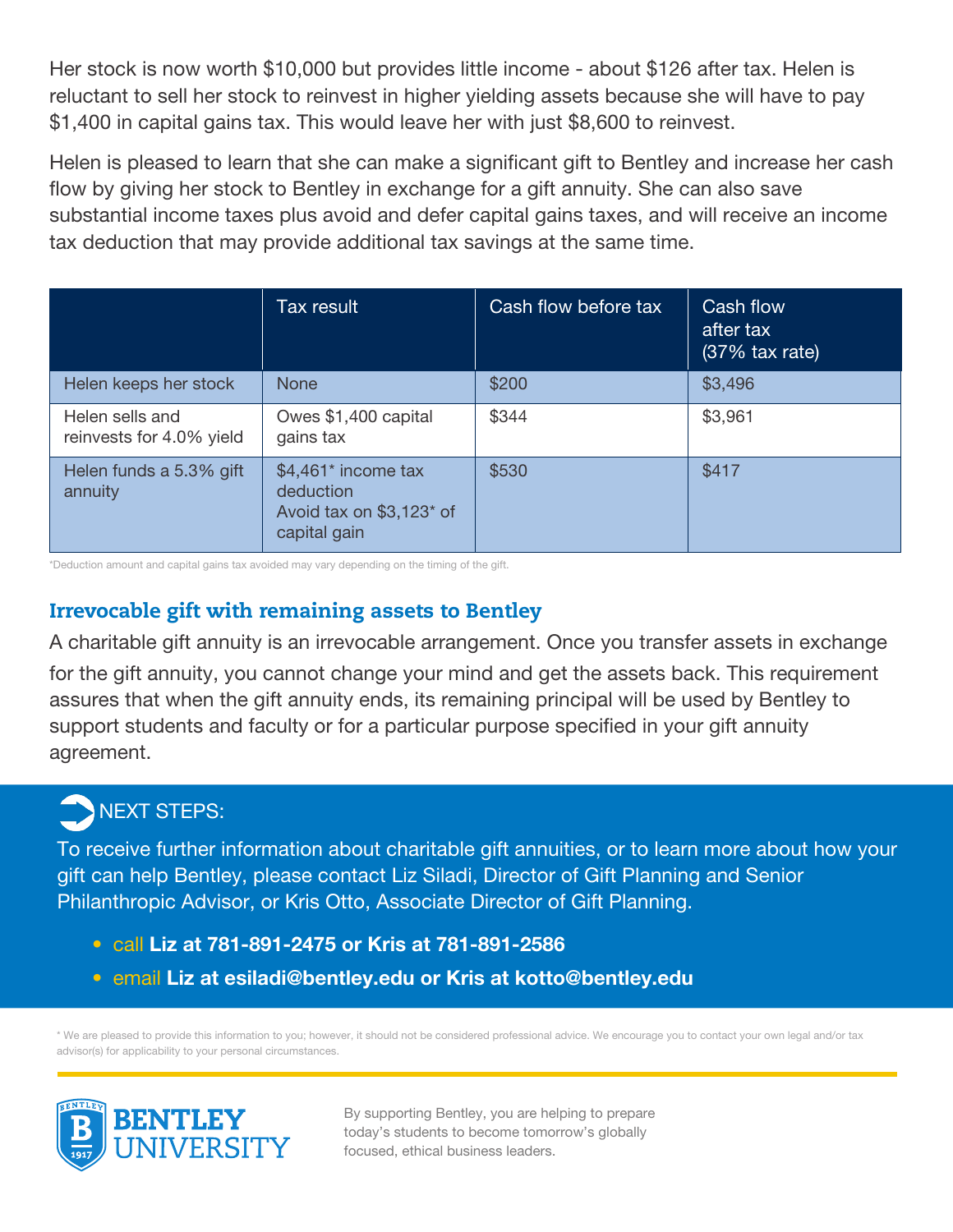Her stock is now worth $10,000 but provides little income - about $126 after tax. Helen is reluctant to sell her stock to reinvest in higher yielding assets because she will have to pay $1,400 in capital gains tax. This would leave her with just $8,600 to reinvest.

Helen is pleased to learn that she can make a significant gift to Bentley and increase her cash flow by giving her stock to Bentley in exchange for a gift annuity. She can also save substantial income taxes plus avoid and defer capital gains taxes, and will receive an income tax deduction that may provide additional tax savings at the same time.

| | Tax result | Cash flow before tax | Cash flow after tax (37% tax rate) |
|---|---|---|---|
| Helen keeps her stock | None | $200 | $3,496 |
| Helen sells and reinvests for 4.0% yield | Owes $1,400 capital gains tax | $344 | $3,961 |
| Helen funds a 5.3% gift annuity | $4,461* income tax deduction<br>Avoid tax on $3,123* of capital gain | $530 | $417 |

*Deduction amount and capital gains tax avoided may vary depending on the timing of the gift.

## Irrevocable gift with remaining assets to Bentley

A charitable gift annuity is an irrevocable arrangement. Once you transfer assets in exchange for the gift annuity, you cannot change your mind and get the assets back. This requirement assures that when the gift annuity ends, its remaining principal will be used by Bentley to support students and faculty or for a particular purpose specified in your gift annuity agreement.

## NEXT STEPS:

To receive further information about charitable gift annuities, or to learn more about how your gift can help Bentley, please contact Liz Siladi, Director of Gift Planning and Senior Philanthropic Advisor, or Kris Otto, Associate Director of Gift Planning.

- call **Liz at 781-891-2475 or Kris at 781-891-2586**
- email **Liz at esiladi@bentley.edu or Kris at kotto@bentley.edu**

* We are pleased to provide this information to you; however, it should not be considered professional advice. We encourage you to contact your own legal and/or tax advisor(s) for applicability to your personal circumstances.

BENTLEY UNIVERSITY

By supporting Bentley, you are helping to prepare today's students to become tomorrow's globally focused, ethical business leaders.